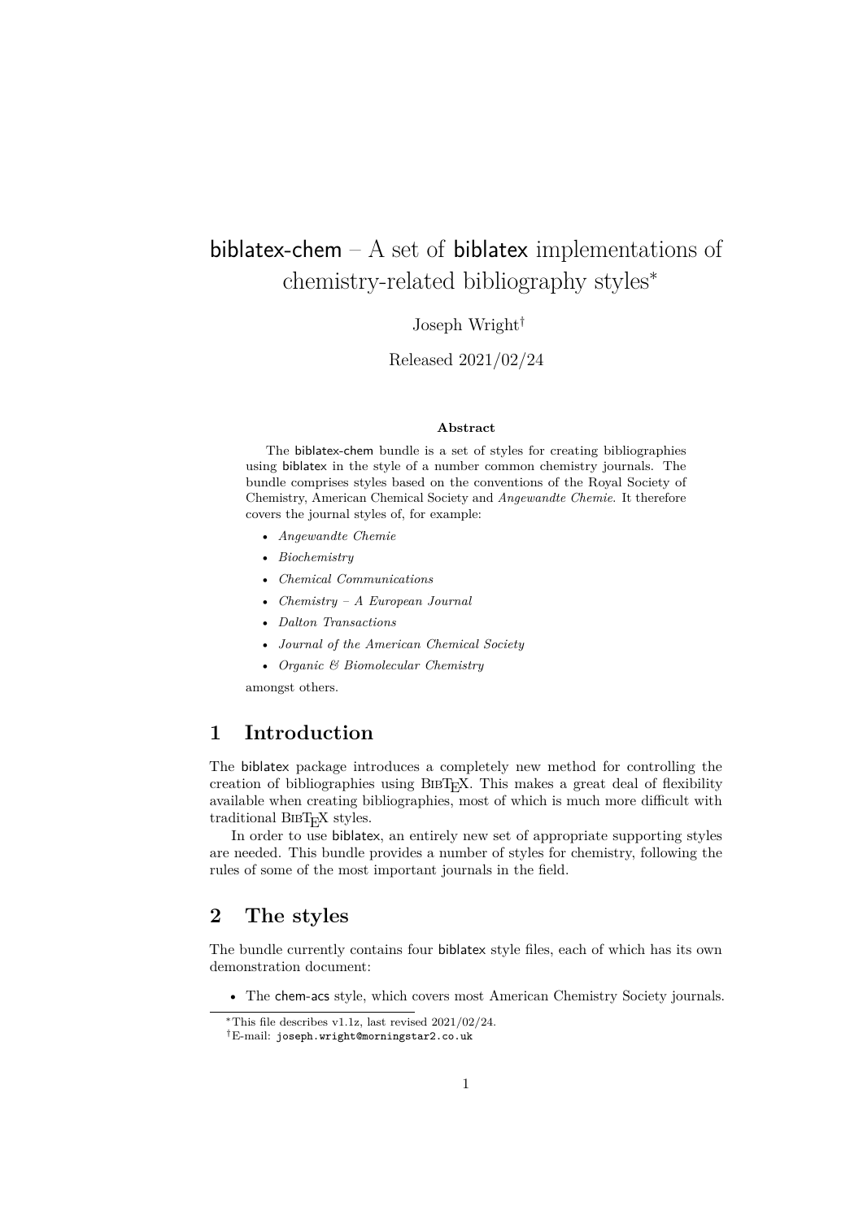# biblatex-chem – A set of biblatex implementations of chemistry-related bibliography styles[*]

Joseph Wright[†]

Released 2021/02/24

**Abstract**

The biblatex-chem bundle is a set of styles for creating bibliographies using biblatex in the style of a number common chemistry journals. The bundle comprises styles based on the conventions of the Royal Society of Chemistry, American Chemical Society and *Angewandte Chemie*. It therefore covers the journal styles of, for example:

- *Angewandte Chemie*
- *Biochemistry*
- *Chemical Communications*
- *Chemistry – A European Journal*
- *Dalton Transactions*
- *Journal of the American Chemical Society*
- *Organic & Biomolecular Chemistry*

amongst others.

## 1 Introduction

The biblatex package introduces a completely new method for controlling the creation of bibliographies using BibTeX. This makes a great deal of flexibility available when creating bibliographies, most of which is much more difficult with traditional BibTeX styles.

In order to use biblatex, an entirely new set of appropriate supporting styles are needed. This bundle provides a number of styles for chemistry, following the rules of some of the most important journals in the field.

## 2 The styles

The bundle currently contains four biblatex style files, each of which has its own demonstration document:

- The chem-acs style, which covers most American Chemistry Society journals.

[*]This file describes v1.1z, last revised 2021/02/24.

[†]E-mail: `joseph.wright@morningstar2.co.uk`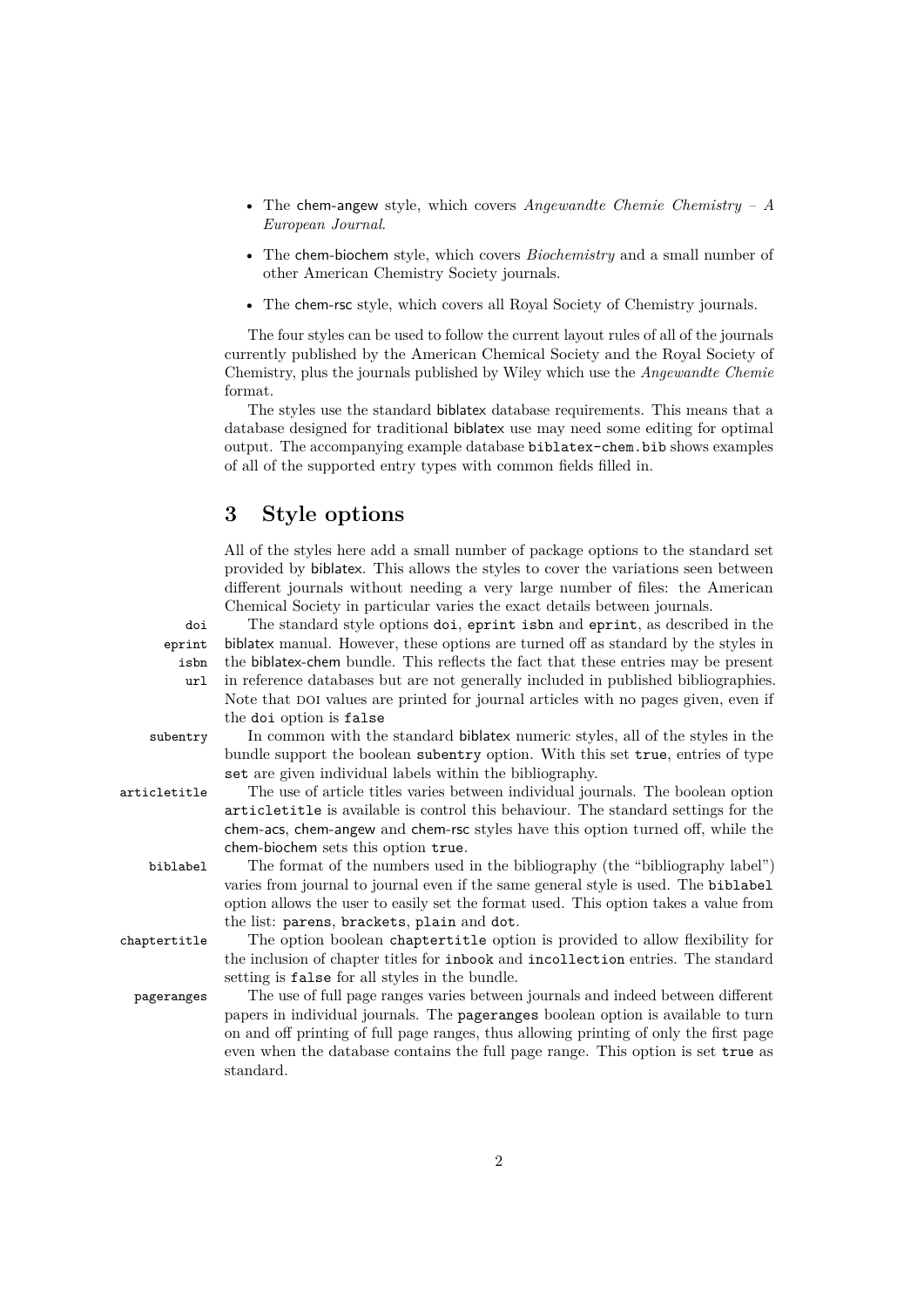- The chem-angew style, which covers *Angewandte Chemie Chemistry – A European Journal*.
- The chem-biochem style, which covers *Biochemistry* and a small number of other American Chemistry Society journals.
- The chem-rsc style, which covers all Royal Society of Chemistry journals.

The four styles can be used to follow the current layout rules of all of the journals currently published by the American Chemical Society and the Royal Society of Chemistry, plus the journals published by Wiley which use the *Angewandte Chemie* format.

The styles use the standard biblatex database requirements. This means that a database designed for traditional biblatex use may need some editing for optimal output. The accompanying example database `biblatex-chem.bib` shows examples of all of the supported entry types with common fields filled in.

## 3 Style options

All of the styles here add a small number of package options to the standard set provided by biblatex. This allows the styles to cover the variations seen between different journals without needing a very large number of files: the American Chemical Society in particular varies the exact details between journals.

`doi` `eprint` `isbn` `url` The standard style options `doi`, `eprint` `isbn` and `eprint`, as described in the biblatex manual. However, these options are turned off as standard by the styles in the biblatex-chem bundle. This reflects the fact that these entries may be present in reference databases but are not generally included in published bibliographies. Note that DOI values are printed for journal articles with no pages given, even if the `doi` option is `false`

`subentry` In common with the standard biblatex numeric styles, all of the styles in the bundle support the boolean `subentry` option. With this set `true`, entries of type `set` are given individual labels within the bibliography.

`articletitle` The use of article titles varies between individual journals. The boolean option `articletitle` is available is control this behaviour. The standard settings for the chem-acs, chem-angew and chem-rsc styles have this option turned off, while the chem-biochem sets this option `true`.

`biblabel` The format of the numbers used in the bibliography (the "bibliography label") varies from journal to journal even if the same general style is used. The `biblabel` option allows the user to easily set the format used. This option takes a value from the list: `parens`, `brackets`, `plain` and `dot`.

`chaptertitle` The option boolean `chaptertitle` option is provided to allow flexibility for the inclusion of chapter titles for `inbook` and `incollection` entries. The standard setting is `false` for all styles in the bundle.

`pageranges` The use of full page ranges varies between journals and indeed between different papers in individual journals. The `pageranges` boolean option is available to turn on and off printing of full page ranges, thus allowing printing of only the first page even when the database contains the full page range. This option is set `true` as standard.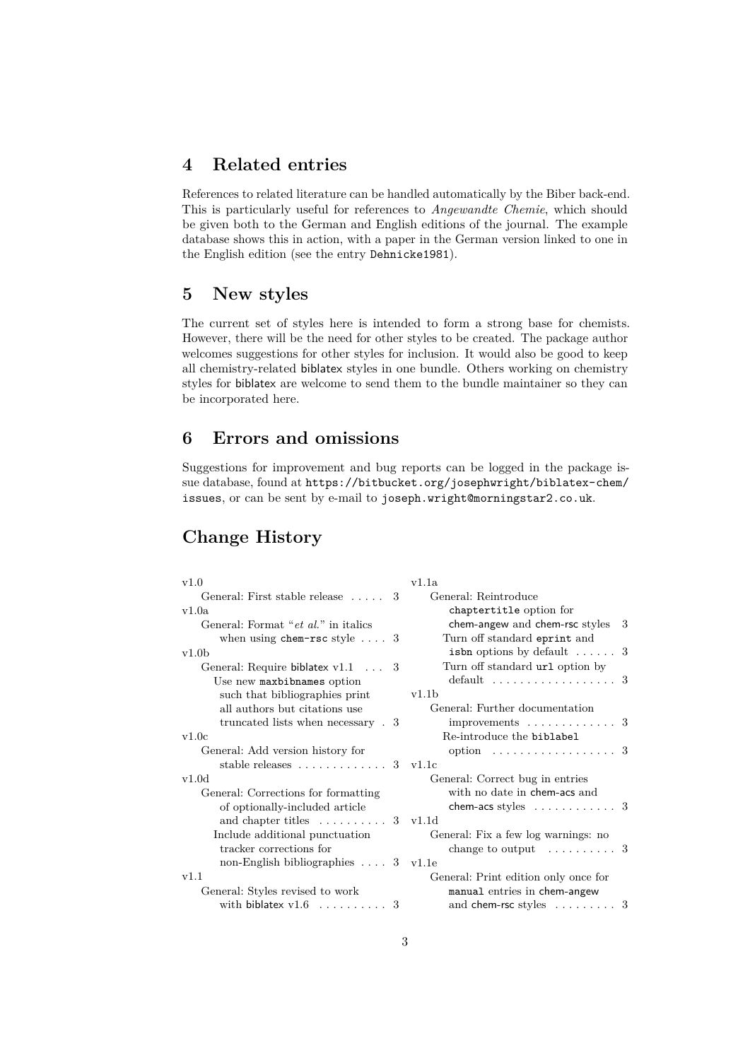## 4 Related entries

References to related literature can be handled automatically by the Biber back-end. This is particularly useful for references to *Angewandte Chemie*, which should be given both to the German and English editions of the journal. The example database shows this in action, with a paper in the German version linked to one in the English edition (see the entry `Dehnicke1981`).

## 5 New styles

The current set of styles here is intended to form a strong base for chemists. However, there will be the need for other styles to be created. The package author welcomes suggestions for other styles for inclusion. It would also be good to keep all chemistry-related biblatex styles in one bundle. Others working on chemistry styles for biblatex are welcome to send them to the bundle maintainer so they can be incorporated here.

## 6 Errors and omissions

Suggestions for improvement and bug reports can be logged in the package issue database, found at `https://bitbucket.org/josephwright/biblatex-chem/issues`, or can be sent by e-mail to `joseph.wright@morningstar2.co.uk`.

## Change History

v1.0
- General: First stable release . . . . . 3

v1.0a
- General: Format "*et al.*" in italics when using `chem-rsc` style . . . . 3

v1.0b
- General: Require biblatex v1.1 . . . 3
- Use new `maxbibnames` option such that bibliographies print all authors but citations use truncated lists when necessary . 3

v1.0c
- General: Add version history for stable releases . . . . . . . . . . . . . 3

v1.0d
- General: Corrections for formatting of optionally-included article and chapter titles . . . . . . . . . . 3
- Include additional punctuation tracker corrections for non-English bibliographies . . . . 3

v1.1
- General: Styles revised to work with biblatex v1.6 . . . . . . . . . . 3

v1.1a
- General: Reintroduce `chaptertitle` option for chem-angew and chem-rsc styles 3
- Turn off standard `eprint` and `isbn` options by default . . . . . . 3
- Turn off standard `url` option by default . . . . . . . . . . . . . . . . . . 3

v1.1b
- General: Further documentation improvements . . . . . . . . . . . . . 3
- Re-introduce the `biblabel` option . . . . . . . . . . . . . . . . . . 3

v1.1c
- General: Correct bug in entries with no date in chem-acs and chem-acs styles . . . . . . . . . . . . 3

v1.1d
- General: Fix a few log warnings: no change to output . . . . . . . . . . 3

v1.1e
- General: Print edition only once for `manual` entries in chem-angew and chem-rsc styles . . . . . . . . . 3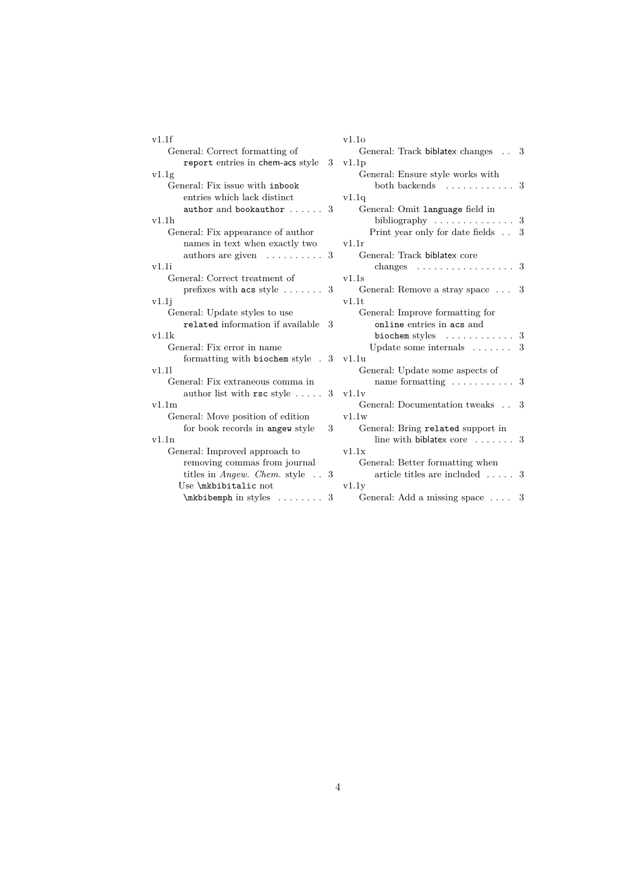v1.1f
- General: Correct formatting of `report` entries in `chem-acs` style . . . 3

v1.1g
- General: Fix issue with `inbook` entries which lack distinct `author` and `bookauthor` . . . . . . 3

v1.1h
- General: Fix appearance of author names in text when exactly two authors are given . . . . . . . . . . 3

v1.1i
- General: Correct treatment of prefixes with `acs` style . . . . . . . 3

v1.1j
- General: Update styles to use `related` information if available 3

v1.1k
- General: Fix error in name formatting with `biochem` style . 3

v1.1l
- General: Fix extraneous comma in author list with `rsc` style . . . . . 3

v1.1m
- General: Move position of edition for book records in `angew` style 3

v1.1n
- General: Improved approach to removing commas from journal titles in *Angew. Chem.* style . . 3
- Use `\mkbibitalic` not `\mkbibemph` in styles . . . . . . . . 3

v1.1o
- General: Track biblatex changes . . 3

v1.1p
- General: Ensure style works with both backends . . . . . . . . . . . 3

v1.1q
- General: Omit `language` field in bibliography . . . . . . . . . . . . . . 3
- Print year only for date fields . . 3

v1.1r
- General: Track biblatex core changes . . . . . . . . . . . . . . . . . 3

v1.1s
- General: Remove a stray space . . . 3

v1.1t
- General: Improve formatting for `online` entries in `acs` and `biochem` styles . . . . . . . . . . . 3
- Update some internals . . . . . . . 3

v1.1u
- General: Update some aspects of name formatting . . . . . . . . . . 3

v1.1v
- General: Documentation tweaks . . 3

v1.1w
- General: Bring `related` support in line with biblatex core . . . . . . . 3

v1.1x
- General: Better formatting when article titles are included . . . . . 3

v1.1y
- General: Add a missing space . . . . 3